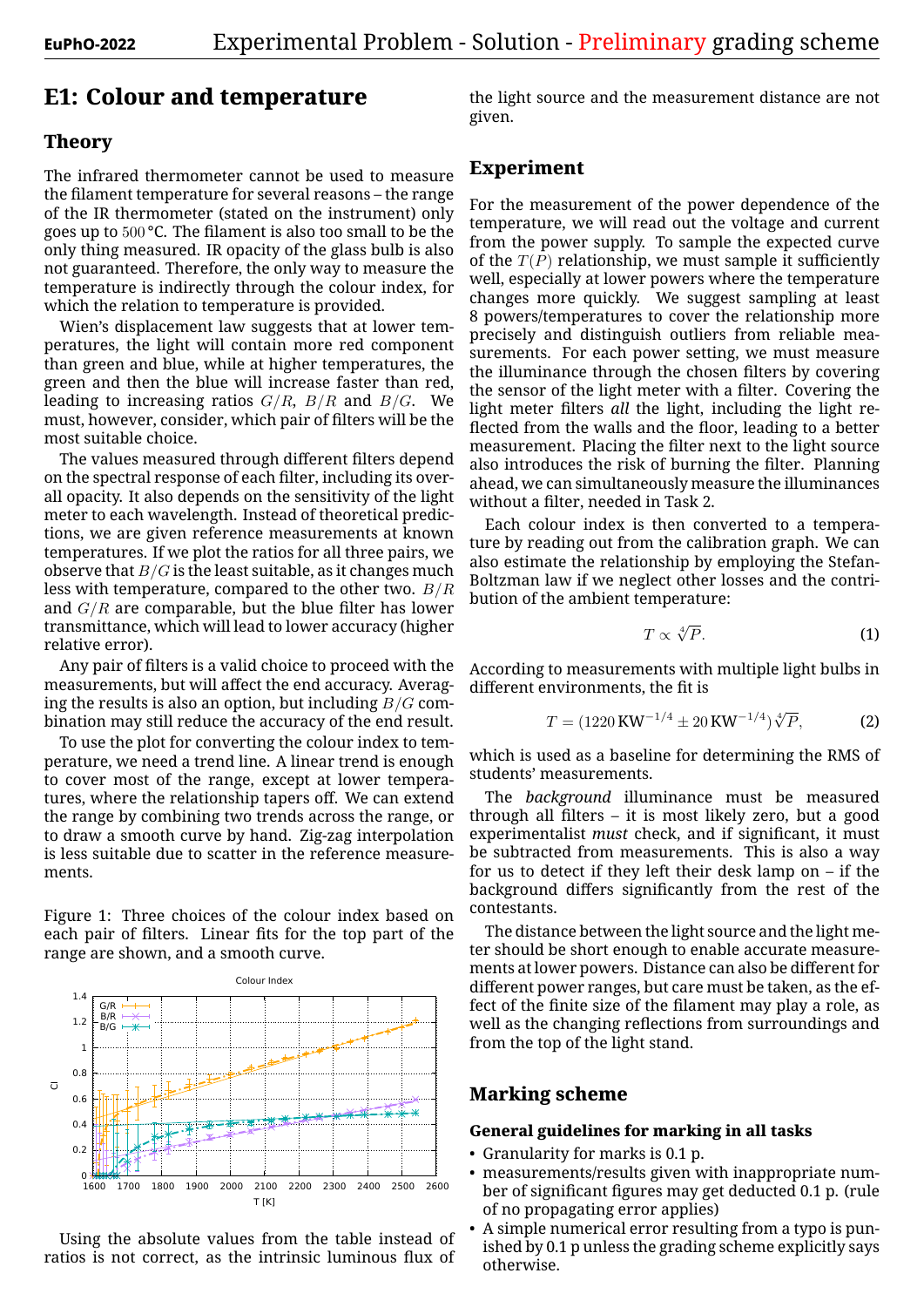# E1: Colour and temperature

## Theory

The infrared thermometer cannot be used to measure the filament temperature for several reasons – the range of the IR thermometer (stated on the instrument) only goes up to $500\,°\mathrm{C}$. The filament is also too small to be the only thing measured. IR opacity of the glass bulb is also not guaranteed. Therefore, the only way to measure the temperature is indirectly through the colour index, for which the relation to temperature is provided.

Wien's displacement law suggests that at lower temperatures, the light will contain more red component than green and blue, while at higher temperatures, the green and then the blue will increase faster than red, leading to increasing ratios $G/R$, $B/R$ and $B/G$. We must, however, consider, which pair of filters will be the most suitable choice.

The values measured through different filters depend on the spectral response of each filter, including its overall opacity. It also depends on the sensitivity of the light meter to each wavelength. Instead of theoretical predictions, we are given reference measurements at known temperatures. If we plot the ratios for all three pairs, we observe that $B/G$ is the least suitable, as it changes much less with temperature, compared to the other two. $B/R$ and $G/R$ are comparable, but the blue filter has lower transmittance, which will lead to lower accuracy (higher relative error).

Any pair of filters is a valid choice to proceed with the measurements, but will affect the end accuracy. Averaging the results is also an option, but including $B/G$ combination may still reduce the accuracy of the end result.

To use the plot for converting the colour index to temperature, we need a trend line. A linear trend is enough to cover most of the range, except at lower temperatures, where the relationship tapers off. We can extend the range by combining two trends across the range, or to draw a smooth curve by hand. Zig-zag interpolation is less suitable due to scatter in the reference measurements.

Figure 1: Three choices of the colour index based on each pair of filters. Linear fits for the top part of the range are shown, and a smooth curve.

Using the absolute values from the table instead of ratios is not correct, as the intrinsic luminous flux of the light source and the measurement distance are not given.

## Experiment

For the measurement of the power dependence of the temperature, we will read out the voltage and current from the power supply. To sample the expected curve of the $T(P)$ relationship, we must sample it sufficiently well, especially at lower powers where the temperature changes more quickly. We suggest sampling at least 8 powers/temperatures to cover the relationship more precisely and distinguish outliers from reliable measurements. For each power setting, we must measure the illuminance through the chosen filters by covering the sensor of the light meter with a filter. Covering the light meter filters *all* the light, including the light reflected from the walls and the floor, leading to a better measurement. Placing the filter next to the light source also introduces the risk of burning the filter. Planning ahead, we can simultaneously measure the illuminances without a filter, needed in Task 2.

Each colour index is then converted to a temperature by reading out from the calibration graph. We can also estimate the relationship by employing the Stefan-Boltzman law if we neglect other losses and the contribution of the ambient temperature:

$$T \propto \sqrt[4]{P}. \tag{1}$$

According to measurements with multiple light bulbs in different environments, the fit is

$$T = (1220\,\mathrm{KW}^{-1/4} \pm 20\,\mathrm{KW}^{-1/4})\sqrt[4]{P}, \tag{2}$$

which is used as a baseline for determining the RMS of students' measurements.

The *background* illuminance must be measured through all filters – it is most likely zero, but a good experimentalist *must* check, and if significant, it must be subtracted from measurements. This is also a way for us to detect if they left their desk lamp on – if the background differs significantly from the rest of the contestants.

The distance between the light source and the light meter should be short enough to enable accurate measurements at lower powers. Distance can also be different for different power ranges, but care must be taken, as the effect of the finite size of the filament may play a role, as well as the changing reflections from surroundings and from the top of the light stand.

## Marking scheme

### General guidelines for marking in all tasks

- Granularity for marks is 0.1 p.
- measurements/results given with inappropriate number of significant figures may get deducted 0.1 p. (rule of no propagating error applies)
- A simple numerical error resulting from a typo is punished by 0.1 p unless the grading scheme explicitly says otherwise.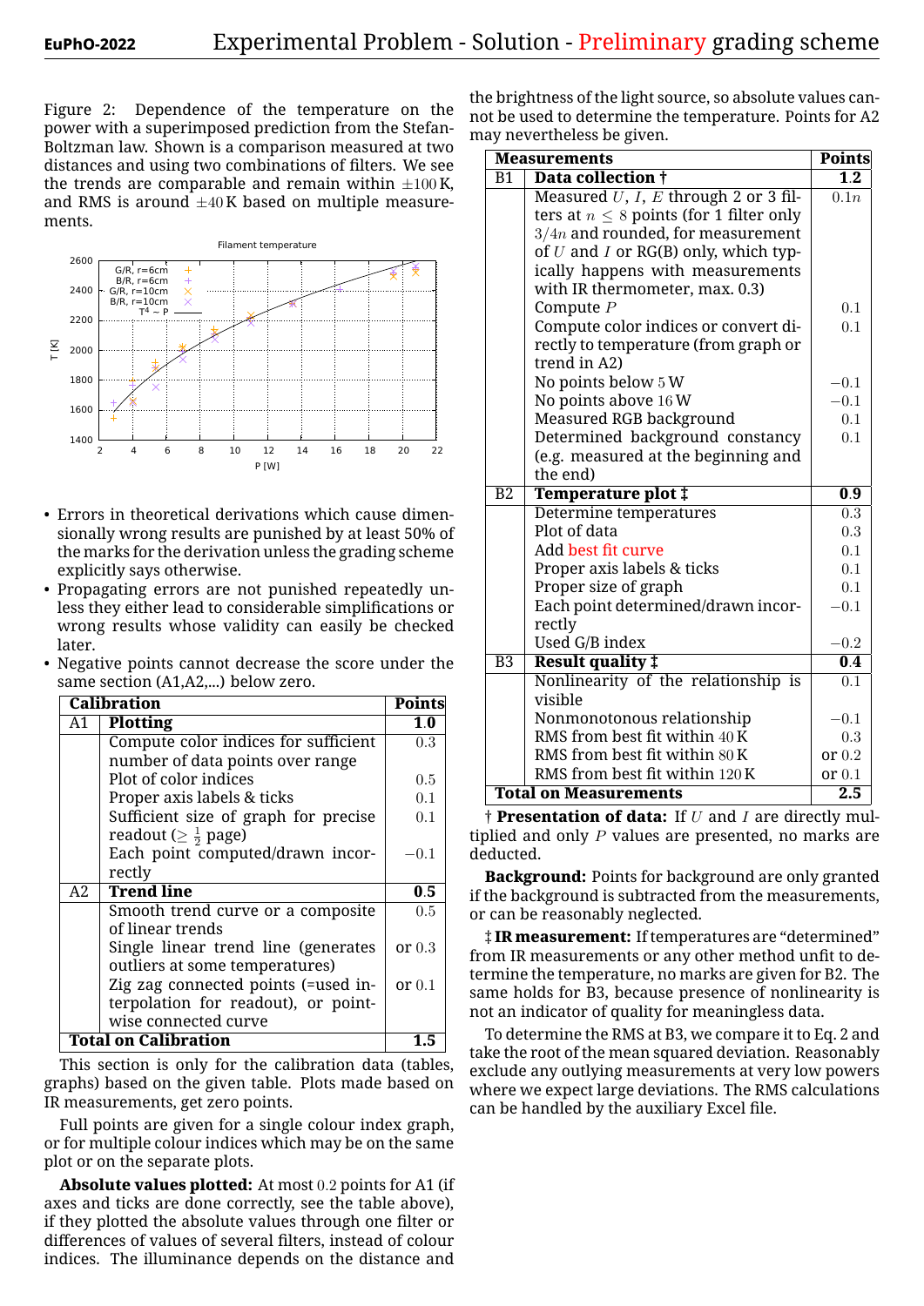Figure 2: Dependence of the temperature on the power with a superimposed prediction from the Stefan-Boltzman law. Shown is a comparison measured at two distances and using two combinations of filters. We see the trends are comparable and remain within $\pm 100\,\mathrm{K}$, and RMS is around $\pm 40\,\mathrm{K}$ based on multiple measurements.

- Errors in theoretical derivations which cause dimensionally wrong results are punished by at least 50% of the marks for the derivation unless the grading scheme explicitly says otherwise.
- Propagating errors are not punished repeatedly unless they either lead to considerable simplifications or wrong results whose validity can easily be checked later.
- Negative points cannot decrease the score under the same section (A1,A2,...) below zero.

| **Calibration** | | **Points** |
|---|---|---|
| A1 | **Plotting** | **1.0** |
| | Compute color indices for sufficient number of data points over range | 0.3 |
| | Plot of color indices | 0.5 |
| | Proper axis labels & ticks | 0.1 |
| | Sufficient size of graph for precise readout ($\geq \frac{1}{2}$ page) | 0.1 |
| | Each point computed/drawn incorrectly | $-0.1$ |
| A2 | **Trend line** | **0.5** |
| | Smooth trend curve or a composite of linear trends | 0.5 |
| | Single linear trend line (generates outliers at some temperatures) | or 0.3 |
| | Zig zag connected points (=used interpolation for readout), or pointwise connected curve | or 0.1 |
| **Total on Calibration** | | **1.5** |

This section is only for the calibration data (tables, graphs) based on the given table. Plots made based on IR measurements, get zero points.

Full points are given for a single colour index graph, or for multiple colour indices which may be on the same plot or on the separate plots.

**Absolute values plotted:** At most 0.2 points for A1 (if axes and ticks are done correctly, see the table above), if they plotted the absolute values through one filter or differences of values of several filters, instead of colour indices. The illuminance depends on the distance and the brightness of the light source, so absolute values cannot be used to determine the temperature. Points for A2 may nevertheless be given.

| **Measurements** | | **Points** |
|---|---|---|
| B1 | **Data collection †** | **1.2** |
| | Measured $U$, $I$, $E$ through 2 or 3 filters at $n \leq 8$ points (for 1 filter only $3/4n$ and rounded, for measurement of $U$ and $I$ or RG(B) only, which typically happens with measurements with IR thermometer, max. 0.3) | $0.1n$ |
| | Compute $P$ | 0.1 |
| | Compute color indices or convert directly to temperature (from graph or trend in A2) | 0.1 |
| | No points below $5\,\mathrm{W}$ | $-0.1$ |
| | No points above $16\,\mathrm{W}$ | $-0.1$ |
| | Measured RGB background | 0.1 |
| | Determined background constancy (e.g. measured at the beginning and the end) | 0.1 |
| B2 | **Temperature plot ‡** | **0.9** |
| | Determine temperatures | 0.3 |
| | Plot of data | 0.3 |
| | Add best fit curve | 0.1 |
| | Proper axis labels & ticks | 0.1 |
| | Proper size of graph | 0.1 |
| | Each point determined/drawn incorrectly | $-0.1$ |
| | Used G/B index | $-0.2$ |
| B3 | **Result quality ‡** | **0.4** |
| | Nonlinearity of the relationship is visible | 0.1 |
| | Nonmonotonous relationship | $-0.1$ |
| | RMS from best fit within $40\,\mathrm{K}$ | 0.3 |
| | RMS from best fit within $80\,\mathrm{K}$ | or 0.2 |
| | RMS from best fit within $120\,\mathrm{K}$ | or 0.1 |
| **Total on Measurements** | | **2.5** |

† **Presentation of data:** If $U$ and $I$ are directly multiplied and only $P$ values are presented, no marks are deducted.

**Background:** Points for background are only granted if the background is subtracted from the measurements, or can be reasonably neglected.

‡ **IR measurement:** If temperatures are "determined" from IR measurements or any other method unfit to determine the temperature, no marks are given for B2. The same holds for B3, because presence of nonlinearity is not an indicator of quality for meaningless data.

To determine the RMS at B3, we compare it to Eq. 2 and take the root of the mean squared deviation. Reasonably exclude any outlying measurements at very low powers where we expect large deviations. The RMS calculations can be handled by the auxiliary Excel file.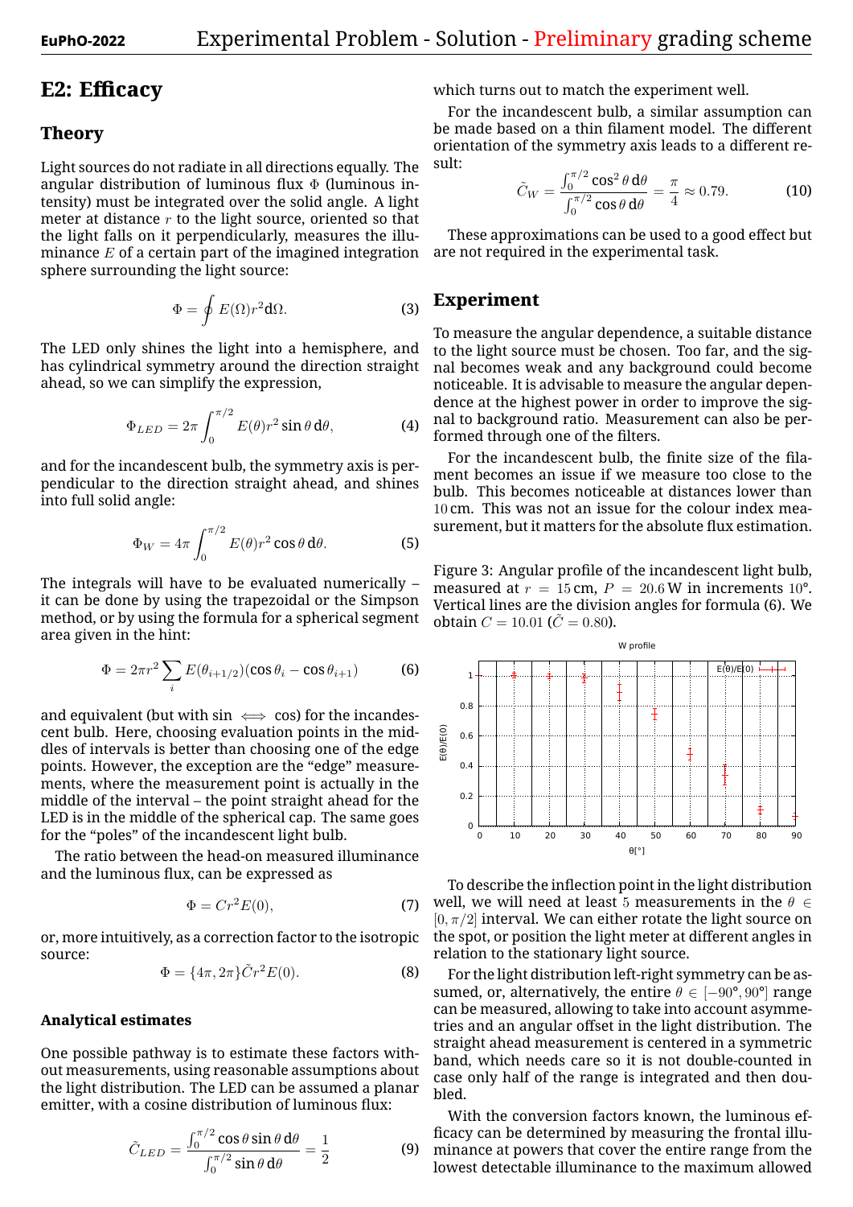# E2: Efficacy

## Theory

Light sources do not radiate in all directions equally. The angular distribution of luminous flux $\Phi$ (luminous intensity) must be integrated over the solid angle. A light meter at distance $r$ to the light source, oriented so that the light falls on it perpendicularly, measures the illuminance $E$ of a certain part of the imagined integration sphere surrounding the light source:

$$\Phi = \oint E(\Omega) r^2 \mathrm{d}\Omega. \tag{3}$$

The LED only shines the light into a hemisphere, and has cylindrical symmetry around the direction straight ahead, so we can simplify the expression,

$$\Phi_{LED} = 2\pi \int_0^{\pi/2} E(\theta) r^2 \sin\theta \,\mathrm{d}\theta, \tag{4}$$

and for the incandescent bulb, the symmetry axis is perpendicular to the direction straight ahead, and shines into full solid angle:

$$\Phi_W = 4\pi \int_0^{\pi/2} E(\theta) r^2 \cos\theta \,\mathrm{d}\theta. \tag{5}$$

The integrals will have to be evaluated numerically – it can be done by using the trapezoidal or the Simpson method, or by using the formula for a spherical segment area given in the hint:

$$\Phi = 2\pi r^2 \sum_i E(\theta_{i+1/2})(\cos\theta_i - \cos\theta_{i+1}) \tag{6}$$

and equivalent (but with $\sin \iff \cos$) for the incandescent bulb. Here, choosing evaluation points in the middles of intervals is better than choosing one of the edge points. However, the exception are the "edge" measurements, where the measurement point is actually in the middle of the interval – the point straight ahead for the LED is in the middle of the spherical cap. The same goes for the "poles" of the incandescent light bulb.

The ratio between the head-on measured illuminance and the luminous flux, can be expressed as

$$\Phi = C r^2 E(0), \tag{7}$$

or, more intuitively, as a correction factor to the isotropic source:

$$\Phi = \{4\pi, 2\pi\} \tilde{C} r^2 E(0). \tag{8}$$

### Analytical estimates

One possible pathway is to estimate these factors without measurements, using reasonable assumptions about the light distribution. The LED can be assumed a planar emitter, with a cosine distribution of luminous flux:

$$\tilde{C}_{LED} = \frac{\int_0^{\pi/2} \cos\theta \sin\theta \,\mathrm{d}\theta}{\int_0^{\pi/2} \sin\theta \,\mathrm{d}\theta} = \frac{1}{2} \tag{9}$$

which turns out to match the experiment well.

For the incandescent bulb, a similar assumption can be made based on a thin filament model. The different orientation of the symmetry axis leads to a different result:

$$\tilde{C}_W = \frac{\int_0^{\pi/2} \cos^2\theta \,\mathrm{d}\theta}{\int_0^{\pi/2} \cos\theta \,\mathrm{d}\theta} = \frac{\pi}{4} \approx 0.79. \tag{10}$$

These approximations can be used to a good effect but are not required in the experimental task.

## Experiment

To measure the angular dependence, a suitable distance to the light source must be chosen. Too far, and the signal becomes weak and any background could become noticeable. It is advisable to measure the angular dependence at the highest power in order to improve the signal to background ratio. Measurement can also be performed through one of the filters.

For the incandescent bulb, the finite size of the filament becomes an issue if we measure too close to the bulb. This becomes noticeable at distances lower than 10 cm. This was not an issue for the colour index measurement, but it matters for the absolute flux estimation.

Figure 3: Angular profile of the incandescent light bulb, measured at $r = 15$ cm, $P = 20.6$ W in increments 10°. Vertical lines are the division angles for formula (6). We obtain $C = 10.01$ ($\tilde{C} = 0.80$).

To describe the inflection point in the light distribution well, we will need at least 5 measurements in the $\theta \in [0, \pi/2]$ interval. We can either rotate the light source on the spot, or position the light meter at different angles in relation to the stationary light source.

For the light distribution left-right symmetry can be assumed, or, alternatively, the entire $\theta \in [-90°, 90°]$ range can be measured, allowing to take into account asymmetries and an angular offset in the light distribution. The straight ahead measurement is centered in a symmetric band, which needs care so it is not double-counted in case only half of the range is integrated and then doubled.

With the conversion factors known, the luminous efficacy can be determined by measuring the frontal illuminance at powers that cover the entire range from the lowest detectable illuminance to the maximum allowed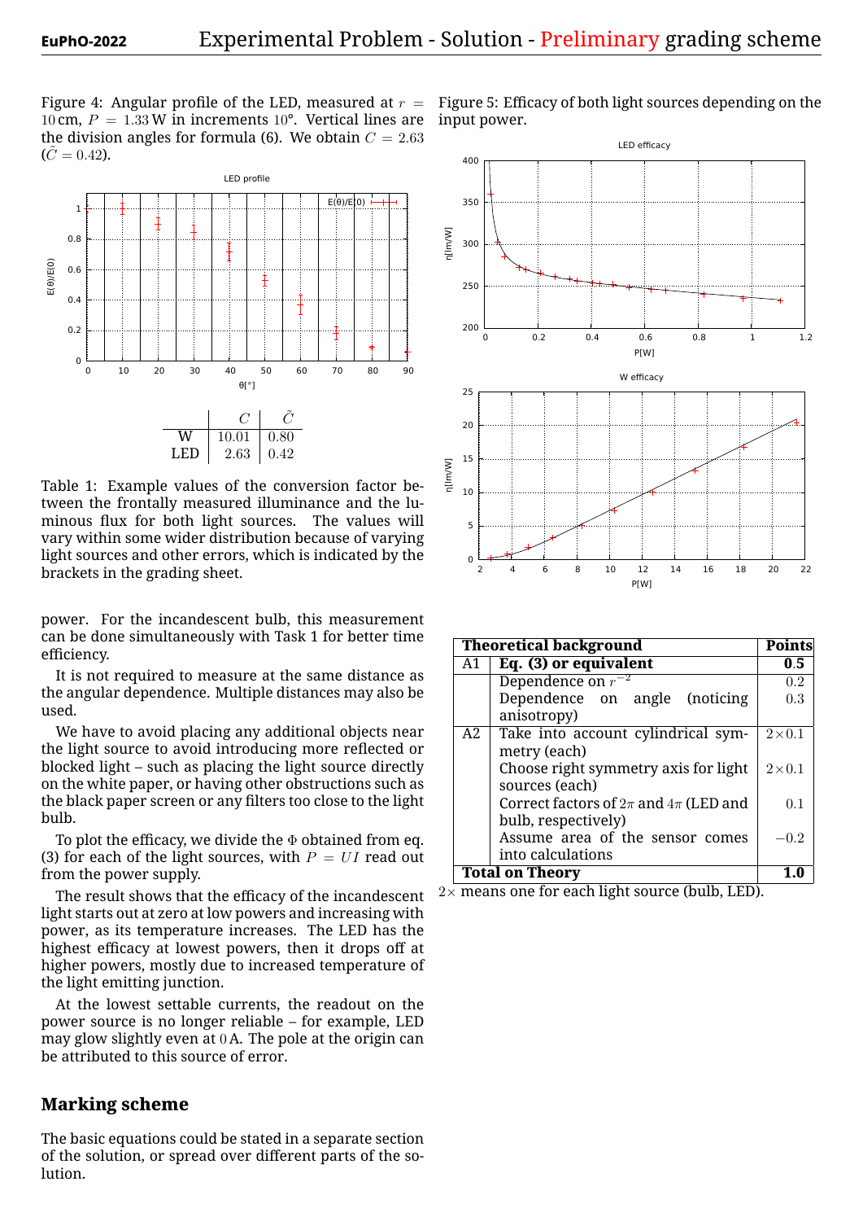Figure 4: Angular profile of the LED, measured at $r = 10\,\text{cm}$, $P = 1.33\,\text{W}$ in increments $10°$. Vertical lines are the division angles for formula (6). We obtain $C = 2.63$ ($\tilde{C} = 0.42$).

|  | $C$ | $\tilde{C}$ |
|---|---|---|
| W | 10.01 | 0.80 |
| LED | 2.63 | 0.42 |

Table 1: Example values of the conversion factor between the frontally measured illuminance and the luminous flux for both light sources. The values will vary within some wider distribution because of varying light sources and other errors, which is indicated by the brackets in the grading sheet.

power. For the incandescent bulb, this measurement can be done simultaneously with Task 1 for better time efficiency.

It is not required to measure at the same distance as the angular dependence. Multiple distances may also be used.

We have to avoid placing any additional objects near the light source to avoid introducing more reflected or blocked light – such as placing the light source directly on the white paper, or having other obstructions such as the black paper screen or any filters too close to the light bulb.

To plot the efficacy, we divide the $\Phi$ obtained from eq. (3) for each of the light sources, with $P = UI$ read out from the power supply.

The result shows that the efficacy of the incandescent light starts out at zero at low powers and increasing with power, as its temperature increases. The LED has the highest efficacy at lowest powers, then it drops off at higher powers, mostly due to increased temperature of the light emitting junction.

At the lowest settable currents, the readout on the power source is no longer reliable – for example, LED may glow slightly even at $0\,\text{A}$. The pole at the origin can be attributed to this source of error.

## Marking scheme

The basic equations could be stated in a separate section of the solution, or spread over different parts of the solution.

Figure 5: Efficacy of both light sources depending on the input power.

| | **Theoretical background** | **Points** |
|---|---|---|
| A1 | **Eq. (3) or equivalent** | **0.5** |
| | Dependence on $r^{-2}$ | 0.2 |
| | Dependence on angle (noticing anisotropy) | 0.3 |
| A2 | Take into account cylindrical symmetry (each) | $2\times 0.1$ |
| | Choose right symmetry axis for light sources (each) | $2\times 0.1$ |
| | Correct factors of $2\pi$ and $4\pi$ (LED and bulb, respectively) | 0.1 |
| | Assume area of the sensor comes into calculations | $-0.2$ |
| **Total on Theory** | | **1.0** |

$2\times$ means one for each light source (bulb, LED).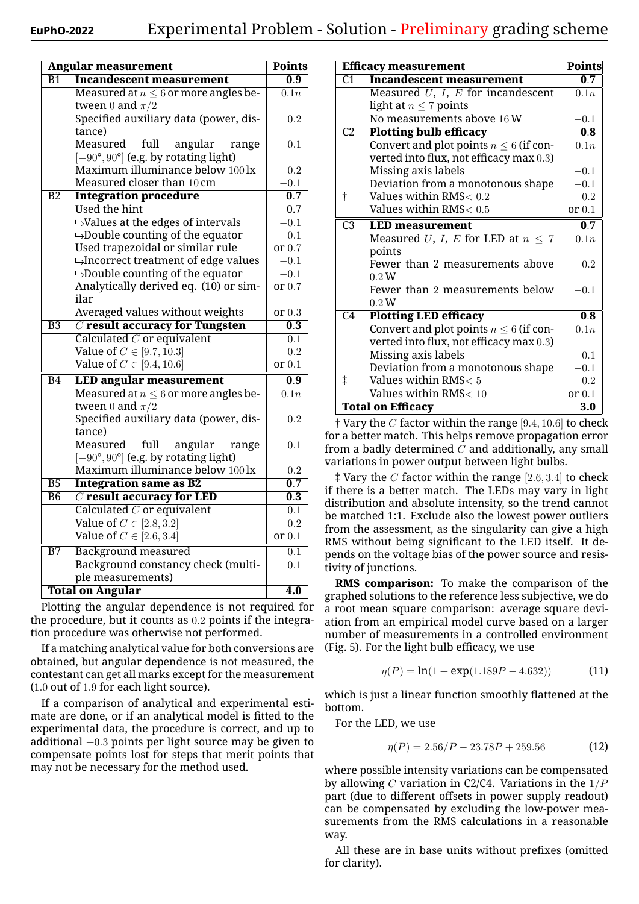| | Angular measurement | Points |
|---|---|---|
| B1 | **Incandescent measurement** | **0.9** |
| | Measured at $n \le 6$ or more angles between 0 and $\pi/2$ | $0.1n$ |
| | Specified auxiliary data (power, distance) | 0.2 |
| | Measured full angular range $[-90°, 90°]$ (e.g. by rotating light) | 0.1 |
| | Maximum illuminance below 100 lx | $-0.2$ |
| | Measured closer than 10 cm | $-0.1$ |
| B2 | **Integration procedure** | **0.7** |
| | Used the hint | 0.7 |
| | ↳Values at the edges of intervals | $-0.1$ |
| | ↳Double counting of the equator | $-0.1$ |
| | Used trapezoidal or similar rule | or 0.7 |
| | ↳Incorrect treatment of edge values | $-0.1$ |
| | ↳Double counting of the equator | $-0.1$ |
| | Analytically derived eq. (10) or similar | or 0.7 |
| | Averaged values without weights | or 0.3 |
| B3 | **$C$ result accuracy for Tungsten** | **0.3** |
| | Calculated $C$ or equivalent | 0.1 |
| | Value of $C \in [9.7, 10.3]$ | 0.2 |
| | Value of $C \in [9.4, 10.6]$ | or 0.1 |
| B4 | **LED angular measurement** | **0.9** |
| | Measured at $n \le 6$ or more angles between 0 and $\pi/2$ | $0.1n$ |
| | Specified auxiliary data (power, distance) | 0.2 |
| | Measured full angular range $[-90°, 90°]$ (e.g. by rotating light) | 0.1 |
| | Maximum illuminance below 100 lx | $-0.2$ |
| B5 | **Integration same as B2** | **0.7** |
| B6 | **$C$ result accuracy for LED** | **0.3** |
| | Calculated $C$ or equivalent | 0.1 |
| | Value of $C \in [2.8, 3.2]$ | 0.2 |
| | Value of $C \in [2.6, 3.4]$ | or 0.1 |
| B7 | Background measured | 0.1 |
| | Background constancy check (multiple measurements) | 0.1 |
| **Total on Angular** | | **4.0** |

Plotting the angular dependence is not required for the procedure, but it counts as 0.2 points if the integration procedure was otherwise not performed.

If a matching analytical value for both conversions are obtained, but angular dependence is not measured, the contestant can get all marks except for the measurement (1.0 out of 1.9 for each light source).

If a comparison of analytical and experimental estimate are done, or if an analytical model is fitted to the experimental data, the procedure is correct, and up to additional +0.3 points per light source may be given to compensate points lost for steps that merit points that may not be necessary for the method used.

| | Efficacy measurement | Points |
|---|---|---|
| C1 | **Incandescent measurement** | **0.7** |
| | Measured $U$, $I$, $E$ for incandescent light at $n \le 7$ points | $0.1n$ |
| | No measurements above 16 W | $-0.1$ |
| C2 | **Plotting bulb efficacy** | **0.8** |
| | Convert and plot points $n \le 6$ (if converted into flux, not efficacy max 0.3) | $0.1n$ |
| | Missing axis labels | $-0.1$ |
| | Deviation from a monotonous shape | $-0.1$ |
| † | Values within RMS< 0.2 | 0.2 |
| | Values within RMS< 0.5 | or 0.1 |
| C3 | **LED measurement** | **0.7** |
| | Measured $U$, $I$, $E$ for LED at $n \le 7$ points | $0.1n$ |
| | Fewer than 2 measurements above 0.2 W | $-0.2$ |
| | Fewer than 2 measurements below 0.2 W | $-0.1$ |
| C4 | **Plotting LED efficacy** | **0.8** |
| | Convert and plot points $n \le 6$ (if converted into flux, not efficacy max 0.3) | $0.1n$ |
| | Missing axis labels | $-0.1$ |
| | Deviation from a monotonous shape | $-0.1$ |
| ‡ | Values within RMS< 5 | 0.2 |
| | Values within RMS< 10 | or 0.1 |
| **Total on Efficacy** | | **3.0** |

† Vary the $C$ factor within the range $[9.4, 10.6]$ to check for a better match. This helps remove propagation error from a badly determined $C$ and additionally, any small variations in power output between light bulbs.

‡ Vary the $C$ factor within the range $[2.6, 3.4]$ to check if there is a better match. The LEDs may vary in light distribution and absolute intensity, so the trend cannot be matched 1:1. Exclude also the lowest power outliers from the assessment, as the singularity can give a high RMS without being significant to the LED itself. It depends on the voltage bias of the power source and resistivity of junctions.

**RMS comparison:** To make the comparison of the graphed solutions to the reference less subjective, we do a root mean square comparison: average square deviation from an empirical model curve based on a larger number of measurements in a controlled environment (Fig. 5). For the light bulb efficacy, we use

$$\eta(P) = \ln(1 + \exp(1.189P - 4.632)) \tag{11}$$

which is just a linear function smoothly flattened at the bottom.

For the LED, we use

$$\eta(P) = 2.56/P - 23.78P + 259.56 \tag{12}$$

where possible intensity variations can be compensated by allowing $C$ variation in C2/C4. Variations in the $1/P$ part (due to different offsets in power supply readout) can be compensated by excluding the low-power measurements from the RMS calculations in a reasonable way.

All these are in base units without prefixes (omitted for clarity).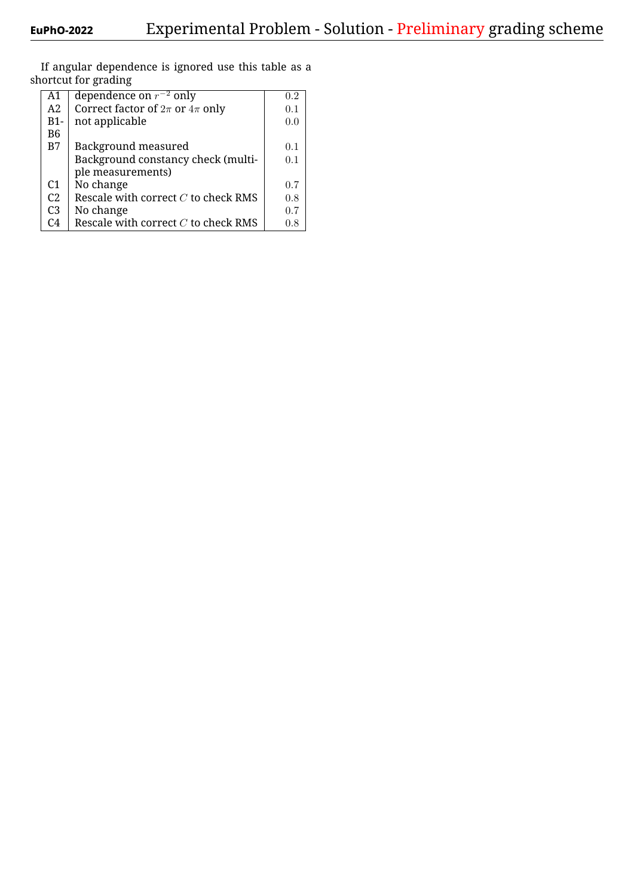If angular dependence is ignored use this table as a shortcut for grading

| | | |
|---|---|---|
| A1 | dependence on $r^{-2}$ only | $0.2$ |
| A2 | Correct factor of $2\pi$ or $4\pi$ only | $0.1$ |
| B1-B6 | not applicable | $0.0$ |
| B7 | Background measured | $0.1$ |
| | Background constancy check (multiple measurements) | $0.1$ |
| C1 | No change | $0.7$ |
| C2 | Rescale with correct $C$ to check RMS | $0.8$ |
| C3 | No change | $0.7$ |
| C4 | Rescale with correct $C$ to check RMS | $0.8$ |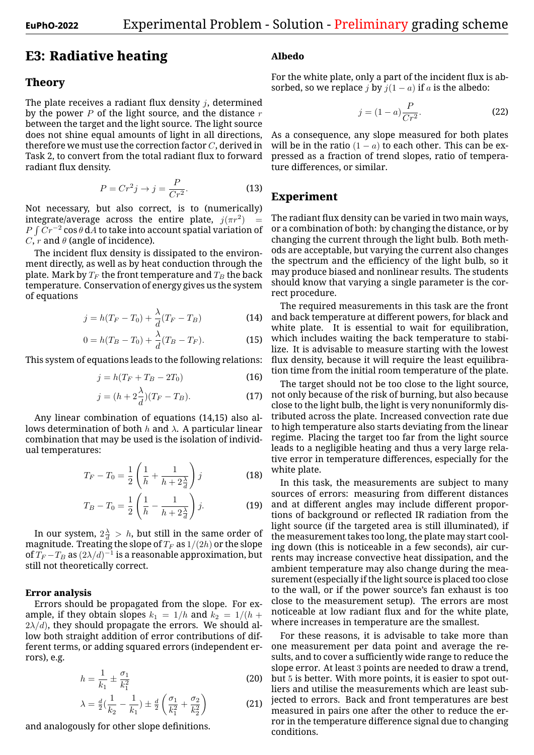## E3: Radiative heating

### Theory

The plate receives a radiant flux density $j$, determined by the power $P$ of the light source, and the distance $r$ between the target and the light source. The light source does not shine equal amounts of light in all directions, therefore we must use the correction factor $C$, derived in Task 2, to convert from the total radiant flux to forward radiant flux density.

$$P = Cr^2 j \rightarrow j = \frac{P}{Cr^2}. \tag{13}$$

Not necessary, but also correct, is to (numerically) integrate/average across the entire plate, $j(\pi r^2) = P\int Cr^{-2}\cos\theta\,\mathrm{d}A$ to take into account spatial variation of $C$, $r$ and $\theta$ (angle of incidence).

The incident flux density is dissipated to the environment directly, as well as by heat conduction through the plate. Mark by $T_F$ the front temperature and $T_B$ the back temperature. Conservation of energy gives us the system of equations

$$j = h(T_F - T_0) + \frac{\lambda}{d}(T_F - T_B) \tag{14}$$

$$0 = h(T_B - T_0) + \frac{\lambda}{d}(T_B - T_F). \tag{15}$$

This system of equations leads to the following relations:

$$j = h(T_F + T_B - 2T_0) \tag{16}$$

$$j = (h + 2\frac{\lambda}{d})(T_F - T_B). \tag{17}$$

Any linear combination of equations (14,15) also allows determination of both $h$ and $\lambda$. A particular linear combination that may be used is the isolation of individual temperatures:

$$T_F - T_0 = \frac{1}{2}\left(\frac{1}{h} + \frac{1}{h + 2\frac{\lambda}{d}}\right) j \tag{18}$$

$$T_B - T_0 = \frac{1}{2}\left(\frac{1}{h} - \frac{1}{h + 2\frac{\lambda}{d}}\right) j. \tag{19}$$

In our system, $2\frac{\lambda}{d} > h$, but still in the same order of magnitude. Treating the slope of $T_F$ as $1/(2h)$ or the slope of $T_F - T_B$ as $(2\lambda/d)^{-1}$ is a reasonable approximation, but still not theoretically correct.

#### Error analysis

Errors should be propagated from the slope. For example, if they obtain slopes $k_1 = 1/h$ and $k_2 = 1/(h + 2\lambda/d)$, they should propagate the errors. We should allow both straight addition of error contributions of different terms, or adding squared errors (independent errors), e.g.

$$h = \frac{1}{k_1} \pm \frac{\sigma_1}{k_1^2} \tag{20}$$

$$\lambda = \tfrac{d}{2}\left(\frac{1}{k_2} - \frac{1}{k_1}\right) \pm \tfrac{d}{2}\left(\frac{\sigma_1}{k_1^2} + \frac{\sigma_2}{k_2^2}\right) \tag{21}$$

and analogously for other slope definitions.

#### Albedo

For the white plate, only a part of the incident flux is absorbed, so we replace $j$ by $j(1-a)$ if $a$ is the albedo:

$$j = (1-a)\frac{P}{Cr^2}. \tag{22}$$

As a consequence, any slope measured for both plates will be in the ratio $(1-a)$ to each other. This can be expressed as a fraction of trend slopes, ratio of temperature differences, or similar.

### Experiment

The radiant flux density can be varied in two main ways, or a combination of both: by changing the distance, or by changing the current through the light bulb. Both methods are acceptable, but varying the current also changes the spectrum and the efficiency of the light bulb, so it may produce biased and nonlinear results. The students should know that varying a single parameter is the correct procedure.

The required measurements in this task are the front and back temperature at different powers, for black and white plate. It is essential to wait for equilibration, which includes waiting the back temperature to stabilize. It is advisable to measure starting with the lowest flux density, because it will require the least equilibration time from the initial room temperature of the plate.

The target should not be too close to the light source, not only because of the risk of burning, but also because close to the light bulb, the light is very nonuniformly distributed across the plate. Increased convection rate due to high temperature also starts deviating from the linear regime. Placing the target too far from the light source leads to a negligible heating and thus a very large relative error in temperature differences, especially for the white plate.

In this task, the measurements are subject to many sources of errors: measuring from different distances and at different angles may include different proportions of background or reflected IR radiation from the light source (if the targeted area is still illuminated), if the measurement takes too long, the plate may start cooling down (this is noticeable in a few seconds), air currents may increase convective heat dissipation, and the ambient temperature may also change during the measurement (especially if the light source is placed too close to the wall, or if the power source's fan exhaust is too close to the measurement setup). The errors are most noticeable at low radiant flux and for the white plate, where increases in temperature are the smallest.

For these reasons, it is advisable to take more than one measurement per data point and average the results, and to cover a sufficiently wide range to reduce the slope error. At least 3 points are needed to draw a trend, but 5 is better. With more points, it is easier to spot outliers and utilise the measurements which are least subjected to errors. Back and front temperatures are best measured in pairs one after the other to reduce the error in the temperature difference signal due to changing conditions.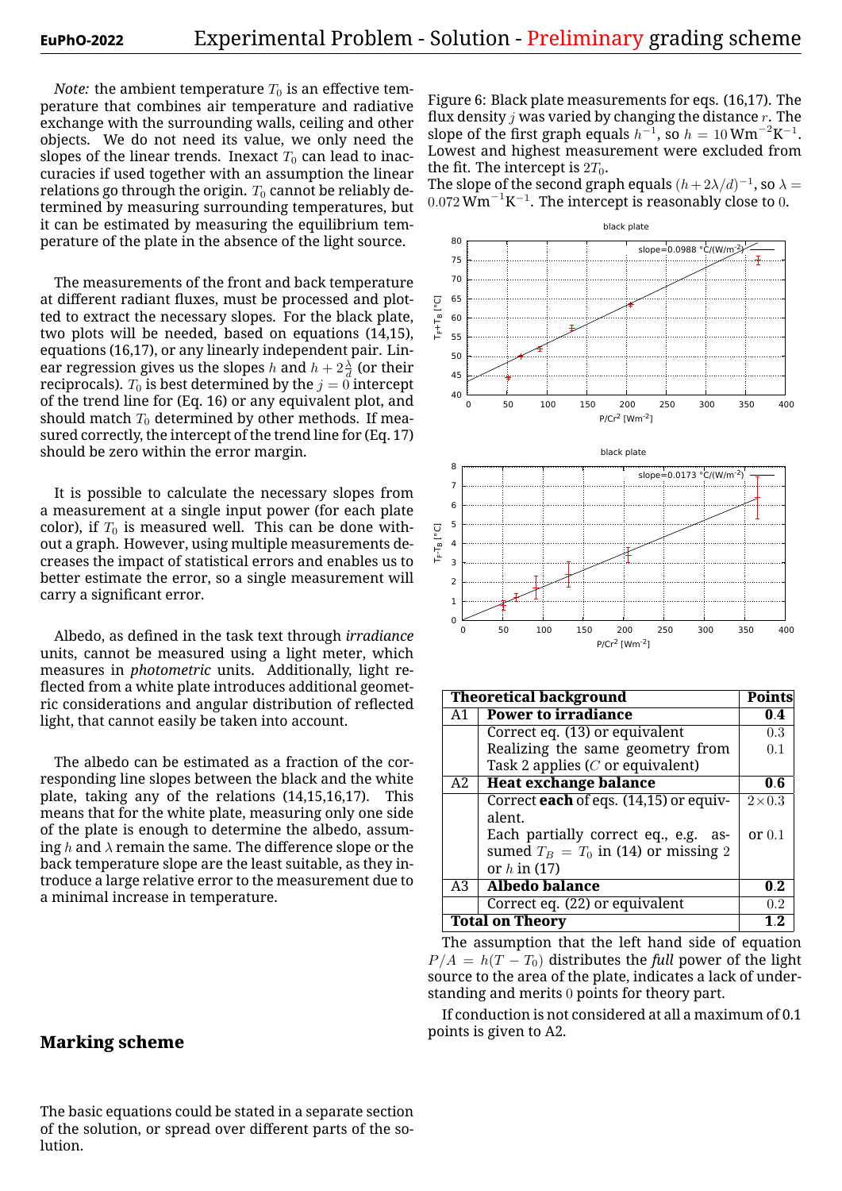*Note:* the ambient temperature $T_0$ is an effective temperature that combines air temperature and radiative exchange with the surrounding walls, ceiling and other objects. We do not need its value, we only need the slopes of the linear trends. Inexact $T_0$ can lead to inaccuracies if used together with an assumption the linear relations go through the origin. $T_0$ cannot be reliably determined by measuring surrounding temperatures, but it can be estimated by measuring the equilibrium temperature of the plate in the absence of the light source.

The measurements of the front and back temperature at different radiant fluxes, must be processed and plotted to extract the necessary slopes. For the black plate, two plots will be needed, based on equations (14,15), equations (16,17), or any linearly independent pair. Linear regression gives us the slopes $h$ and $h + 2\frac{\lambda}{d}$ (or their reciprocals). $T_0$ is best determined by the $j = 0$ intercept of the trend line for (Eq. 16) or any equivalent plot, and should match $T_0$ determined by other methods. If measured correctly, the intercept of the trend line for (Eq. 17) should be zero within the error margin.

It is possible to calculate the necessary slopes from a measurement at a single input power (for each plate color), if $T_0$ is measured well. This can be done without a graph. However, using multiple measurements decreases the impact of statistical errors and enables us to better estimate the error, so a single measurement will carry a significant error.

Albedo, as defined in the task text through *irradiance* units, cannot be measured using a light meter, which measures in *photometric* units. Additionally, light reflected from a white plate introduces additional geometric considerations and angular distribution of reflected light, that cannot easily be taken into account.

The albedo can be estimated as a fraction of the corresponding line slopes between the black and the white plate, taking any of the relations (14,15,16,17). This means that for the white plate, measuring only one side of the plate is enough to determine the albedo, assuming $h$ and $\lambda$ remain the same. The difference slope or the back temperature slope are the least suitable, as they introduce a large relative error to the measurement due to a minimal increase in temperature.

Figure 6: Black plate measurements for eqs. (16,17). The flux density $j$ was varied by changing the distance $r$. The slope of the first graph equals $h^{-1}$, so $h = 10\,\mathrm{W m^{-2} K^{-1}}$. Lowest and highest measurement were excluded from the fit. The intercept is $2T_0$.
The slope of the second graph equals $(h + 2\lambda/d)^{-1}$, so $\lambda = 0.072\,\mathrm{W m^{-1} K^{-1}}$. The intercept is reasonably close to $0$.

## Marking scheme

The basic equations could be stated in a separate section of the solution, or spread over different parts of the solution.

| | **Theoretical background** | **Points** |
|---|---|---|
| A1 | **Power to irradiance** | **0.4** |
| | Correct eq. (13) or equivalent | 0.3 |
| | Realizing the same geometry from Task 2 applies ($C$ or equivalent) | 0.1 |
| A2 | **Heat exchange balance** | **0.6** |
| | Correct **each** of eqs. (14,15) or equivalent. | $2\times0.3$ |
| | Each partially correct eq., e.g. assumed $T_B = T_0$ in (14) or missing $2$ or $h$ in (17) | or $0.1$ |
| A3 | **Albedo balance** | **0.2** |
| | Correct eq. (22) or equivalent | 0.2 |
| **Total on Theory** | | **1.2** |

The assumption that the left hand side of equation $P/A = h(T - T_0)$ distributes the *full* power of the light source to the area of the plate, indicates a lack of understanding and merits $0$ points for theory part.

If conduction is not considered at all a maximum of 0.1 points is given to A2.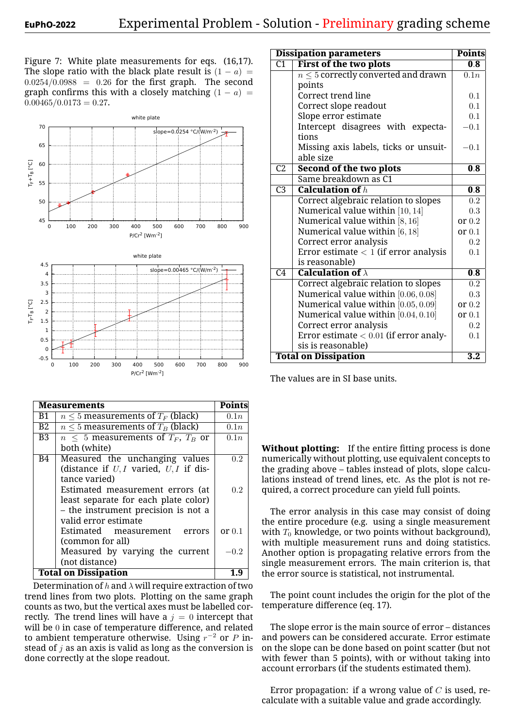Figure 7: White plate measurements for eqs. (16,17). The slope ratio with the black plate result is $(1-a) = 0.0254/0.0988 = 0.26$ for the first graph. The second graph confirms this with a closely matching $(1-a) = 0.00465/0.0173 = 0.27$.

| **Measurements** | | **Points** |
|---|---|---|
| B1 | $n \leq 5$ measurements of $T_F$ (black) | $0.1n$ |
| B2 | $n \leq 5$ measurements of $T_B$ (black) | $0.1n$ |
| B3 | $n \leq 5$ measurements of $T_F$, $T_B$ or both (white) | $0.1n$ |
| B4 | Measured the unchanging values (distance if $U, I$ varied, $U, I$ if distance varied) | 0.2 |
| | Estimated measurement errors (at least separate for each plate color) – the instrument precision is not a valid error estimate | 0.2 |
| | Estimated measurement errors (common for all) | or 0.1 |
| | Measured by varying the current (not distance) | −0.2 |
| **Total on Dissipation** | | **1.9** |

Determination of $h$ and $\lambda$ will require extraction of two trend lines from two plots. Plotting on the same graph counts as two, but the vertical axes must be labelled correctly. The trend lines will have a $j = 0$ intercept that will be 0 in case of temperature difference, and related to ambient temperature otherwise. Using $r^{-2}$ or $P$ instead of $j$ as an axis is valid as long as the conversion is done correctly at the slope readout.

| **Dissipation parameters** | | **Points** |
|---|---|---|
| C1 | **First of the two plots** | **0.8** |
| | $n \leq 5$ correctly converted and drawn points | $0.1n$ |
| | Correct trend line | 0.1 |
| | Correct slope readout | 0.1 |
| | Slope error estimate | 0.1 |
| | Intercept disagrees with expectations | −0.1 |
| | Missing axis labels, ticks or unsuitable size | −0.1 |
| C2 | **Second of the two plots** | **0.8** |
| | Same breakdown as C1 | |
| C3 | **Calculation of $h$** | **0.8** |
| | Correct algebraic relation to slopes | 0.2 |
| | Numerical value within $[10, 14]$ | 0.3 |
| | Numerical value within $[8, 16]$ | or 0.2 |
| | Numerical value within $[6, 18]$ | or 0.1 |
| | Correct error analysis | 0.2 |
| | Error estimate $< 1$ (if error analysis is reasonable) | 0.1 |
| C4 | **Calculation of $\lambda$** | **0.8** |
| | Correct algebraic relation to slopes | 0.2 |
| | Numerical value within $[0.06, 0.08]$ | 0.3 |
| | Numerical value within $[0.05, 0.09]$ | or 0.2 |
| | Numerical value within $[0.04, 0.10]$ | or 0.1 |
| | Correct error analysis | 0.2 |
| | Error estimate $< 0.01$ (if error analysis is reasonable) | 0.1 |
| **Total on Dissipation** | | **3.2** |

The values are in SI base units.

**Without plotting:** If the entire fitting process is done numerically without plotting, use equivalent concepts to the grading above – tables instead of plots, slope calculations instead of trend lines, etc. As the plot is not required, a correct procedure can yield full points.

The error analysis in this case may consist of doing the entire procedure (e.g. using a single measurement with $T_0$ knowledge, or two points without background), with multiple measurement runs and doing statistics. Another option is propagating relative errors from the single measurement errors. The main criterion is, that the error source is statistical, not instrumental.

The point count includes the origin for the plot of the temperature difference (eq. 17).

The slope error is the main source of error – distances and powers can be considered accurate. Error estimate on the slope can be done based on point scatter (but not with fewer than 5 points), with or without taking into account errorbars (if the students estimated them).

Error propagation: if a wrong value of $C$ is used, recalculate with a suitable value and grade accordingly.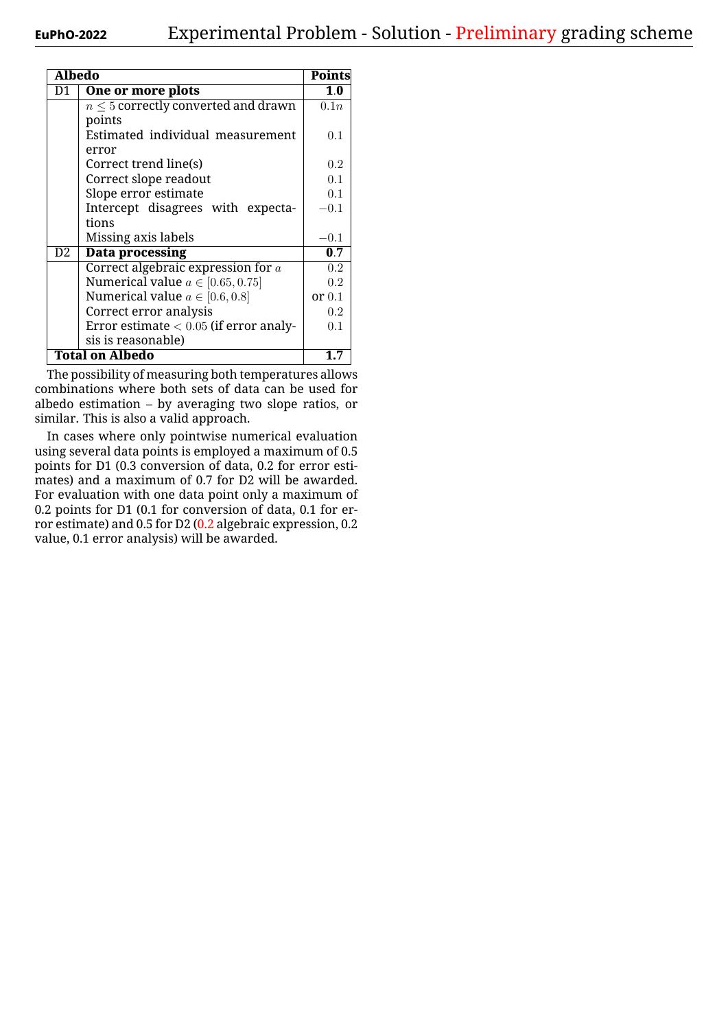| Albedo | | Points |
|---|---|---|
| D1 | **One or more plots** | **1.0** |
| | $n \leq 5$ correctly converted and drawn points | $0.1n$ |
| | Estimated individual measurement error | $0.1$ |
| | Correct trend line(s) | $0.2$ |
| | Correct slope readout | $0.1$ |
| | Slope error estimate | $0.1$ |
| | Intercept disagrees with expectations | $-0.1$ |
| | Missing axis labels | $-0.1$ |
| D2 | **Data processing** | **0.7** |
| | Correct algebraic expression for $a$ | $0.2$ |
| | Numerical value $a \in [0.65, 0.75]$ | $0.2$ |
| | Numerical value $a \in [0.6, 0.8]$ | or $0.1$ |
| | Correct error analysis | $0.2$ |
| | Error estimate $< 0.05$ (if error analysis is reasonable) | $0.1$ |
| **Total on Albedo** | | **1.7** |

The possibility of measuring both temperatures allows combinations where both sets of data can be used for albedo estimation – by averaging two slope ratios, or similar. This is also a valid approach.

In cases where only pointwise numerical evaluation using several data points is employed a maximum of 0.5 points for D1 (0.3 conversion of data, 0.2 for error estimates) and a maximum of 0.7 for D2 will be awarded. For evaluation with one data point only a maximum of 0.2 points for D1 (0.1 for conversion of data, 0.1 for error estimate) and 0.5 for D2 (0.2 algebraic expression, 0.2 value, 0.1 error analysis) will be awarded.